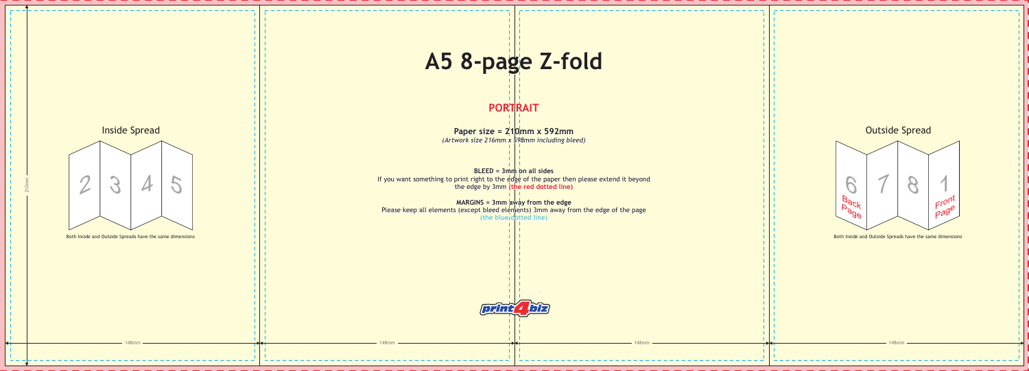# A5 8-page Z-fold

## PORTRAIT

**Paper size = 210mm x 592mm**
*(Artwork size 216mm x 598mm including bleed)*

**BLEED = 3mm on all sides**
If you want something to print right to the edge of the paper then please extend it beyond the edge by 3mm (the red dotted line)

**MARGINS = 3mm away from the edge**
Please keep all elements (except bleed elements) 3mm away from the edge of the page (the blue dotted line)

Inside Spread

2 3 4 5

Both Inside and Outside Spreads have the same dimensions

Outside Spread

6 7 8 1

Back Page

Front Page

Both Inside and Outside Spreads have the same dimensions

210mm

148mm

148mm

148mm

148mm

print4biz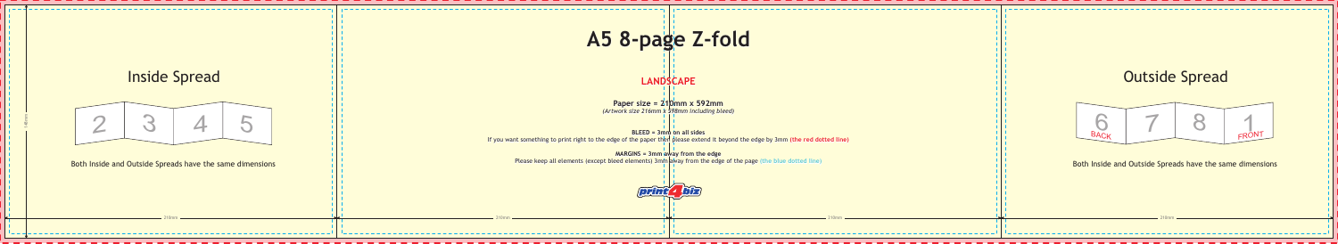## Inside Spread

2 3 4 5

Both Inside and Outside Spreads have the same dimensions

# A5 8-page Z-fold

**LANDSCAPE**

**Paper size = 210mm x 592mm**
*(Artwork size 216mm x 598mm including bleed)*

**BLEED = 3mm on all sides**
If you want something to print right to the edge of the paper then please extend it beyond the edge by 3mm **(the red dotted line)**

**MARGINS = 3mm away from the edge**
Please keep all elements (except bleed elements) 3mm away from the edge of the page (the blue dotted line)

print4biz

## Outside Spread

6 BACK 7 8 1 FRONT

Both Inside and Outside Spreads have the same dimensions

148mm

210mm

210mm

210mm

210mm